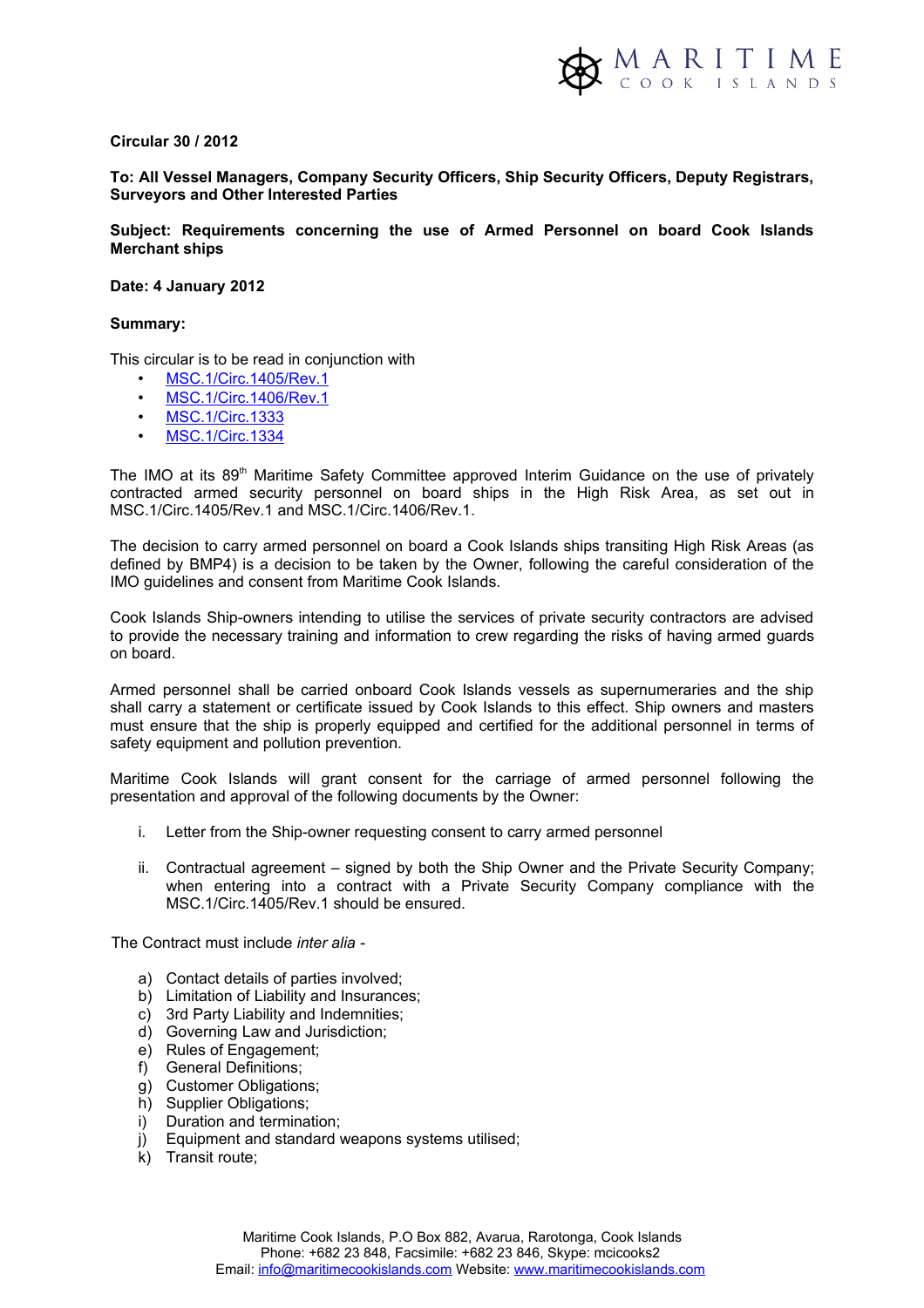**Circular 30 / 2012**

**To: All Vessel Managers, Company Security Officers, Ship Security Officers, Deputy Registrars, Surveyors and Other Interested Parties**

**Subject: Requirements concerning the use of Armed Personnel on board Cook Islands Merchant ships**

**Date: 4 January 2012**

**Summary:**

This circular is to be read in conjunction with

- MSC.1/Circ.1405/Rev.1
- MSC.1/Circ.1406/Rev.1
- MSC.1/Circ.1333
- MSC.1/Circ.1334

The IMO at its 89th Maritime Safety Committee approved Interim Guidance on the use of privately contracted armed security personnel on board ships in the High Risk Area, as set out in MSC.1/Circ.1405/Rev.1 and MSC.1/Circ.1406/Rev.1.

The decision to carry armed personnel on board a Cook Islands ships transiting High Risk Areas (as defined by BMP4) is a decision to be taken by the Owner, following the careful consideration of the IMO guidelines and consent from Maritime Cook Islands.

Cook Islands Ship-owners intending to utilise the services of private security contractors are advised to provide the necessary training and information to crew regarding the risks of having armed guards on board.

Armed personnel shall be carried onboard Cook Islands vessels as supernumeraries and the ship shall carry a statement or certificate issued by Cook Islands to this effect. Ship owners and masters must ensure that the ship is properly equipped and certified for the additional personnel in terms of safety equipment and pollution prevention.

Maritime Cook Islands will grant consent for the carriage of armed personnel following the presentation and approval of the following documents by the Owner:

i. Letter from the Ship-owner requesting consent to carry armed personnel

ii. Contractual agreement – signed by both the Ship Owner and the Private Security Company; when entering into a contract with a Private Security Company compliance with the MSC.1/Circ.1405/Rev.1 should be ensured.

The Contract must include *inter alia* -

a) Contact details of parties involved;
b) Limitation of Liability and Insurances;
c) 3rd Party Liability and Indemnities;
d) Governing Law and Jurisdiction;
e) Rules of Engagement;
f) General Definitions;
g) Customer Obligations;
h) Supplier Obligations;
i) Duration and termination;
j) Equipment and standard weapons systems utilised;
k) Transit route;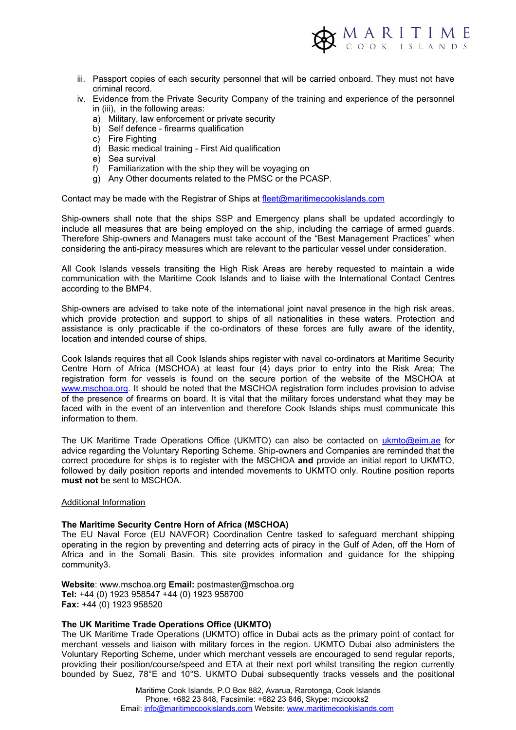iii. Passport copies of each security personnel that will be carried onboard. They must not have criminal record.
iv. Evidence from the Private Security Company of the training and experience of the personnel in (iii), in the following areas:
   a) Military, law enforcement or private security
   b) Self defence - firearms qualification
   c) Fire Fighting
   d) Basic medical training - First Aid qualification
   e) Sea survival
   f) Familiarization with the ship they will be voyaging on
   g) Any Other documents related to the PMSC or the PCASP.

Contact may be made with the Registrar of Ships at fleet@maritimecookislands.com

Ship-owners shall note that the ships SSP and Emergency plans shall be updated accordingly to include all measures that are being employed on the ship, including the carriage of armed guards. Therefore Ship-owners and Managers must take account of the "Best Management Practices" when considering the anti-piracy measures which are relevant to the particular vessel under consideration.

All Cook Islands vessels transiting the High Risk Areas are hereby requested to maintain a wide communication with the Maritime Cook Islands and to liaise with the International Contact Centres according to the BMP4.

Ship-owners are advised to take note of the international joint naval presence in the high risk areas, which provide protection and support to ships of all nationalities in these waters. Protection and assistance is only practicable if the co-ordinators of these forces are fully aware of the identity, location and intended course of ships.

Cook Islands requires that all Cook Islands ships register with naval co-ordinators at Maritime Security Centre Horn of Africa (MSCHOA) at least four (4) days prior to entry into the Risk Area; The registration form for vessels is found on the secure portion of the website of the MSCHOA at www.mschoa.org. It should be noted that the MSCHOA registration form includes provision to advise of the presence of firearms on board. It is vital that the military forces understand what they may be faced with in the event of an intervention and therefore Cook Islands ships must communicate this information to them.

The UK Maritime Trade Operations Office (UKMTO) can also be contacted on ukmto@eim.ae for advice regarding the Voluntary Reporting Scheme. Ship-owners and Companies are reminded that the correct procedure for ships is to register with the MSCHOA **and** provide an initial report to UKMTO, followed by daily position reports and intended movements to UKMTO only. Routine position reports **must not** be sent to MSCHOA.

Additional Information

**The Maritime Security Centre Horn of Africa (MSCHOA)**
The EU Naval Force (EU NAVFOR) Coordination Centre tasked to safeguard merchant shipping operating in the region by preventing and deterring acts of piracy in the Gulf of Aden, off the Horn of Africa and in the Somali Basin. This site provides information and guidance for the shipping community3.

**Website**: www.mschoa.org **Email:** postmaster@mschoa.org
**Tel:** +44 (0) 1923 958547 +44 (0) 1923 958700
**Fax:** +44 (0) 1923 958520

**The UK Maritime Trade Operations Office (UKMTO)**
The UK Maritime Trade Operations (UKMTO) office in Dubai acts as the primary point of contact for merchant vessels and liaison with military forces in the region. UKMTO Dubai also administers the Voluntary Reporting Scheme, under which merchant vessels are encouraged to send regular reports, providing their position/course/speed and ETA at their next port whilst transiting the region currently bounded by Suez, 78°E and 10°S. UKMTO Dubai subsequently tracks vessels and the positional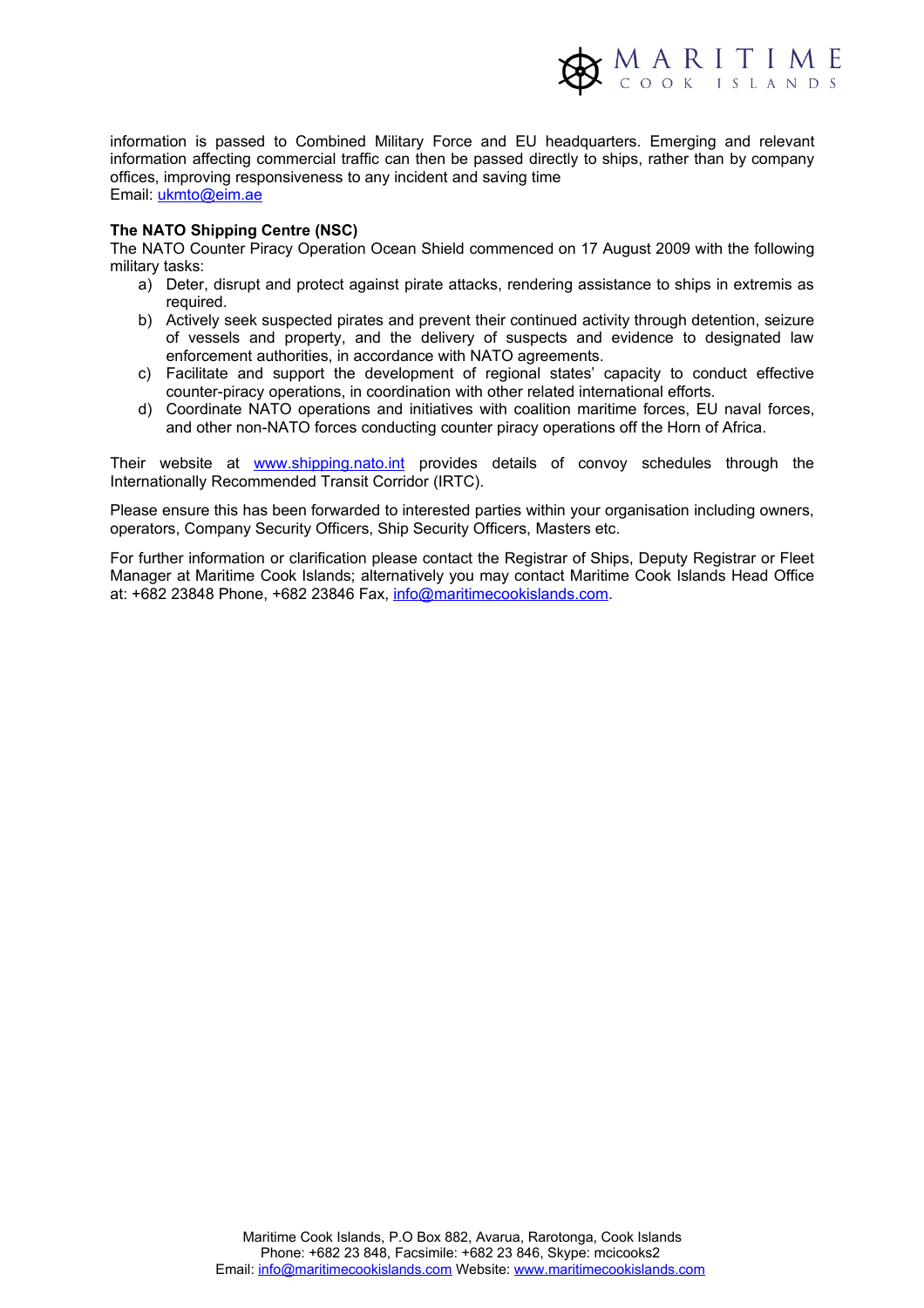information is passed to Combined Military Force and EU headquarters. Emerging and relevant information affecting commercial traffic can then be passed directly to ships, rather than by company offices, improving responsiveness to any incident and saving time
Email: ukmto@eim.ae

**The NATO Shipping Centre (NSC)**
The NATO Counter Piracy Operation Ocean Shield commenced on 17 August 2009 with the following military tasks:

a) Deter, disrupt and protect against pirate attacks, rendering assistance to ships in extremis as required.
b) Actively seek suspected pirates and prevent their continued activity through detention, seizure of vessels and property, and the delivery of suspects and evidence to designated law enforcement authorities, in accordance with NATO agreements.
c) Facilitate and support the development of regional states' capacity to conduct effective counter-piracy operations, in coordination with other related international efforts.
d) Coordinate NATO operations and initiatives with coalition maritime forces, EU naval forces, and other non-NATO forces conducting counter piracy operations off the Horn of Africa.

Their website at www.shipping.nato.int provides details of convoy schedules through the Internationally Recommended Transit Corridor (IRTC).

Please ensure this has been forwarded to interested parties within your organisation including owners, operators, Company Security Officers, Ship Security Officers, Masters etc.

For further information or clarification please contact the Registrar of Ships, Deputy Registrar or Fleet Manager at Maritime Cook Islands; alternatively you may contact Maritime Cook Islands Head Office at: +682 23848 Phone, +682 23846 Fax, info@maritimecookislands.com.